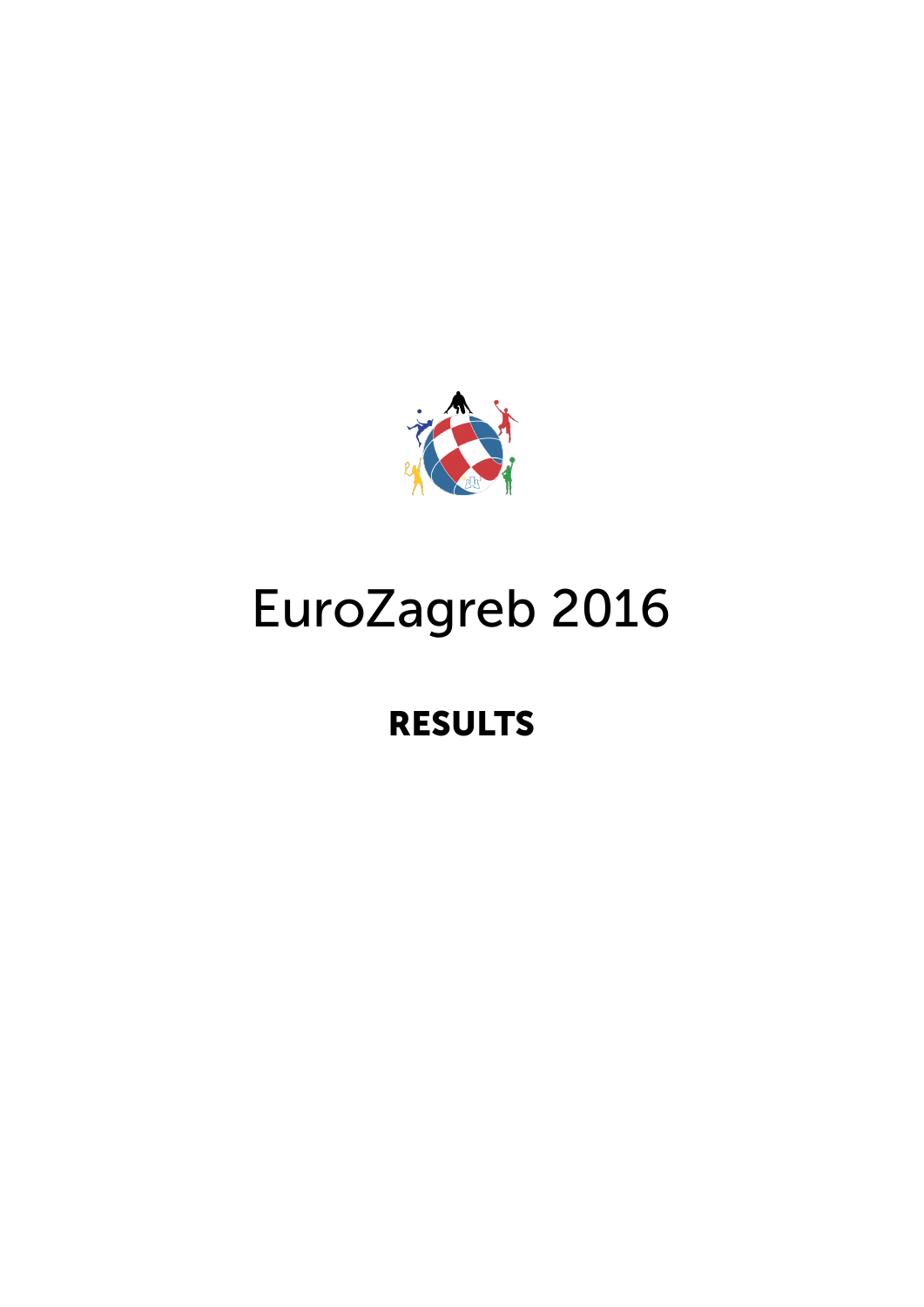# EuroZagreb 2016

## RESULTS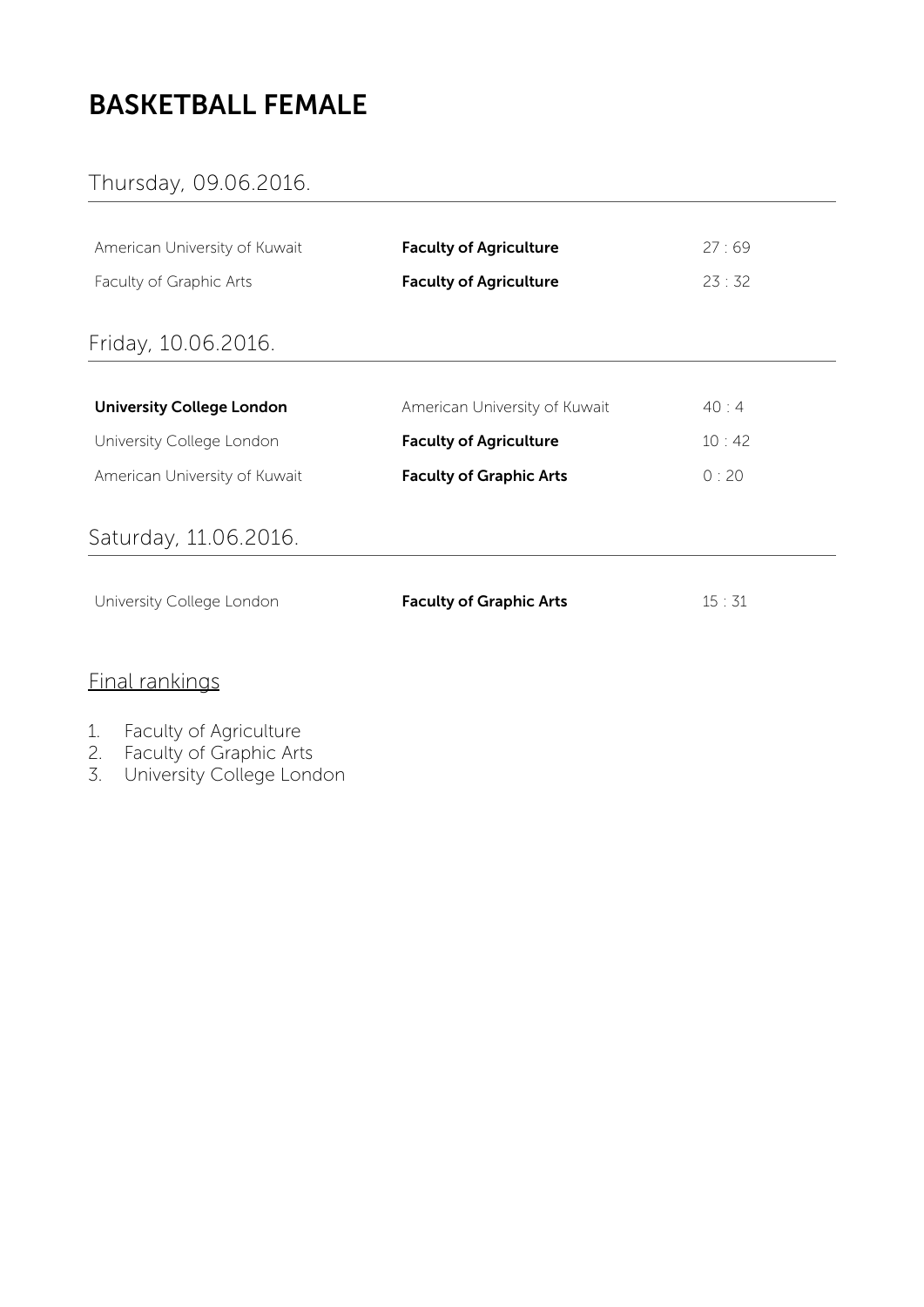# BASKETBALL FEMALE

## Thursday, 09.06.2016.

| | | |
|---|---|---|
| American University of Kuwait | **Faculty of Agriculture** | 27 : 69 |
| Faculty of Graphic Arts | **Faculty of Agriculture** | 23 : 32 |

## Friday, 10.06.2016.

| | | |
|---|---|---|
| **University College London** | American University of Kuwait | 40 : 4 |
| University College London | **Faculty of Agriculture** | 10 : 42 |
| American University of Kuwait | **Faculty of Graphic Arts** | 0 : 20 |

## Saturday, 11.06.2016.

| | | |
|---|---|---|
| University College London | **Faculty of Graphic Arts** | 15 : 31 |

## Final rankings

1. Faculty of Agriculture
2. Faculty of Graphic Arts
3. University College London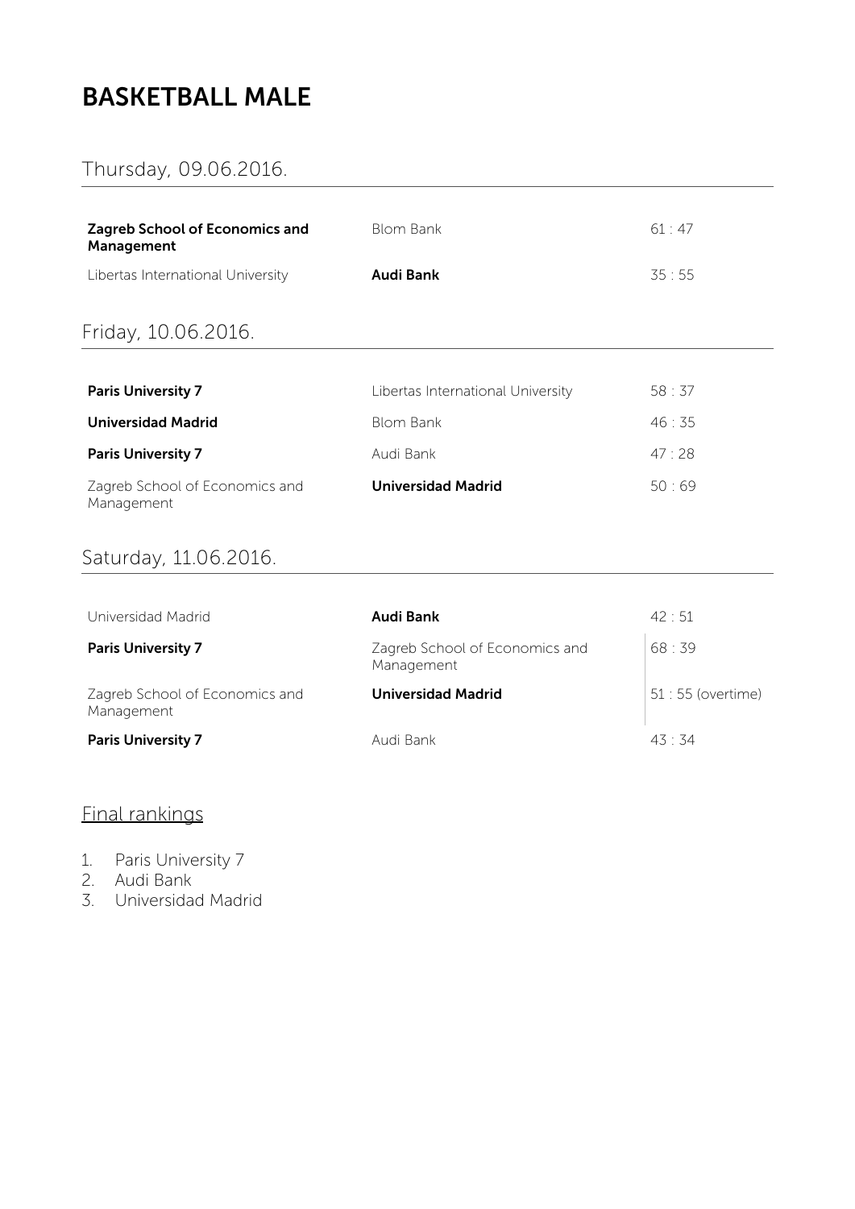# BASKETBALL MALE

## Thursday, 09.06.2016.

| | | |
|---|---|---|
| **Zagreb School of Economics and Management** | Blom Bank | 61 : 47 |
| Libertas International University | **Audi Bank** | 35 : 55 |

## Friday, 10.06.2016.

| | | |
|---|---|---|
| **Paris University 7** | Libertas International University | 58 : 37 |
| **Universidad Madrid** | Blom Bank | 46 : 35 |
| **Paris University 7** | Audi Bank | 47 : 28 |
| Zagreb School of Economics and Management | **Universidad Madrid** | 50 : 69 |

## Saturday, 11.06.2016.

| | | |
|---|---|---|
| Universidad Madrid | **Audi Bank** | 42 : 51 |
| **Paris University 7** | Zagreb School of Economics and Management | 68 : 39 |
| Zagreb School of Economics and Management | **Universidad Madrid** | 51 : 55 (overtime) |
| **Paris University 7** | Audi Bank | 43 : 34 |

## Final rankings

1. Paris University 7
2. Audi Bank
3. Universidad Madrid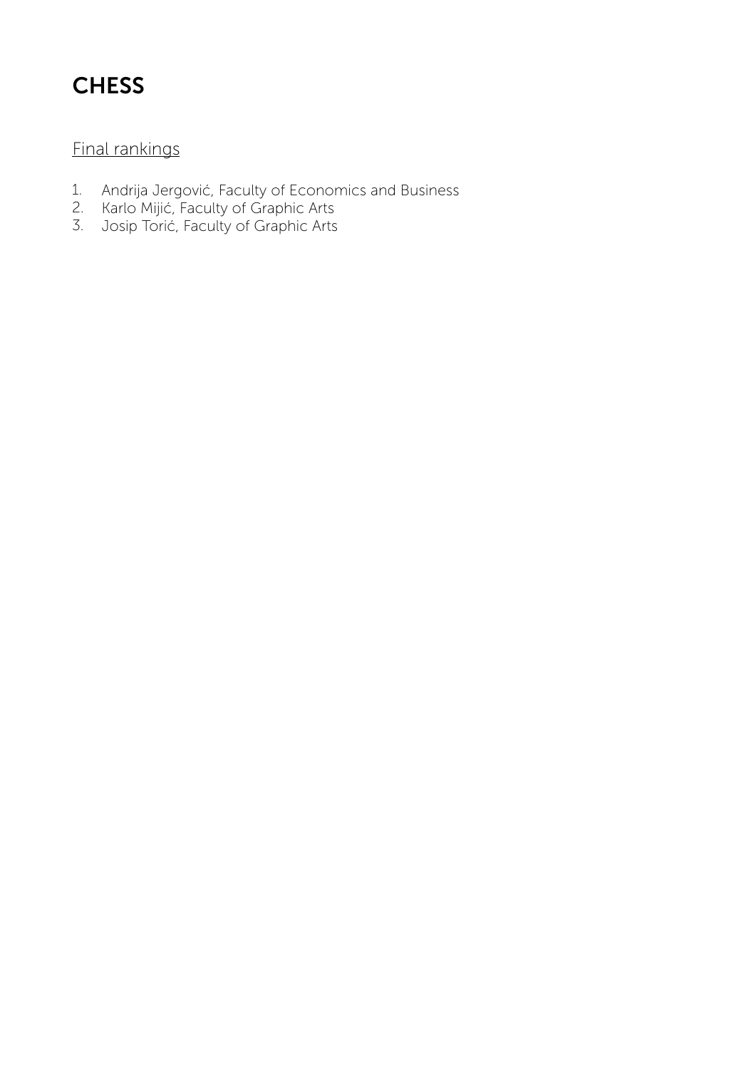# CHESS

Final rankings

1. Andrija Jergović, Faculty of Economics and Business
2. Karlo Mijić, Faculty of Graphic Arts
3. Josip Torić, Faculty of Graphic Arts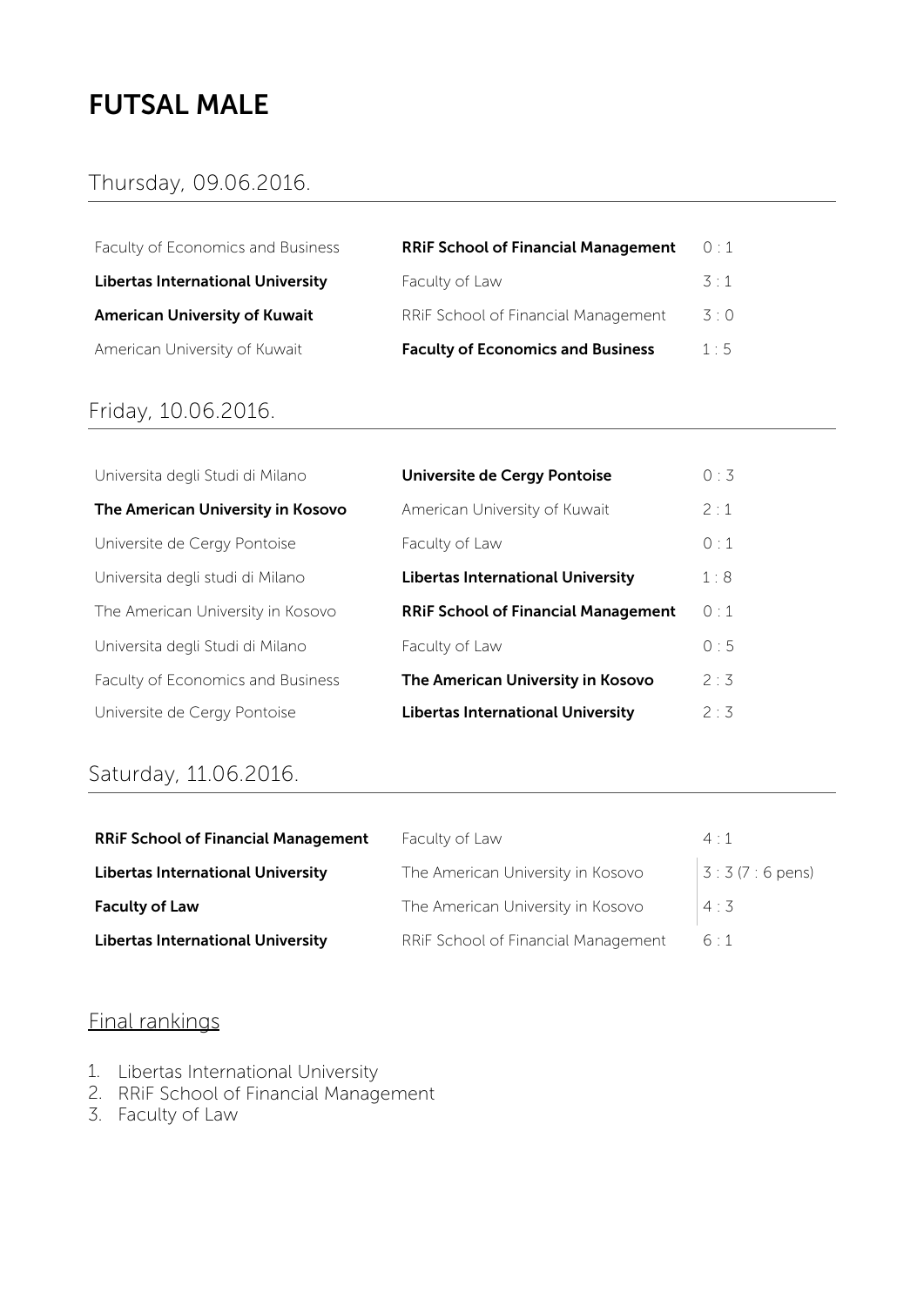# FUTSAL MALE

## Thursday, 09.06.2016.

| | | |
|---|---|---|
| Faculty of Economics and Business | **RRiF School of Financial Management** | 0 : 1 |
| **Libertas International University** | Faculty of Law | 3 : 1 |
| **American University of Kuwait** | RRiF School of Financial Management | 3 : 0 |
| American University of Kuwait | **Faculty of Economics and Business** | 1 : 5 |

## Friday, 10.06.2016.

| | | |
|---|---|---|
| Universita degli Studi di Milano | **Universite de Cergy Pontoise** | 0 : 3 |
| **The American University in Kosovo** | American University of Kuwait | 2 : 1 |
| Universite de Cergy Pontoise | Faculty of Law | 0 : 1 |
| Universita degli studi di Milano | **Libertas International University** | 1 : 8 |
| The American University in Kosovo | **RRiF School of Financial Management** | 0 : 1 |
| Universita degli Studi di Milano | Faculty of Law | 0 : 5 |
| Faculty of Economics and Business | **The American University in Kosovo** | 2 : 3 |
| Universite de Cergy Pontoise | **Libertas International University** | 2 : 3 |

## Saturday, 11.06.2016.

| | | |
|---|---|---|
| **RRiF School of Financial Management** | Faculty of Law | 4 : 1 |
| **Libertas International University** | The American University in Kosovo | 3 : 3 (7 : 6 pens) |
| **Faculty of Law** | The American University in Kosovo | 4 : 3 |
| **Libertas International University** | RRiF School of Financial Management | 6 : 1 |

## Final rankings

1. Libertas International University
2. RRiF School of Financial Management
3. Faculty of Law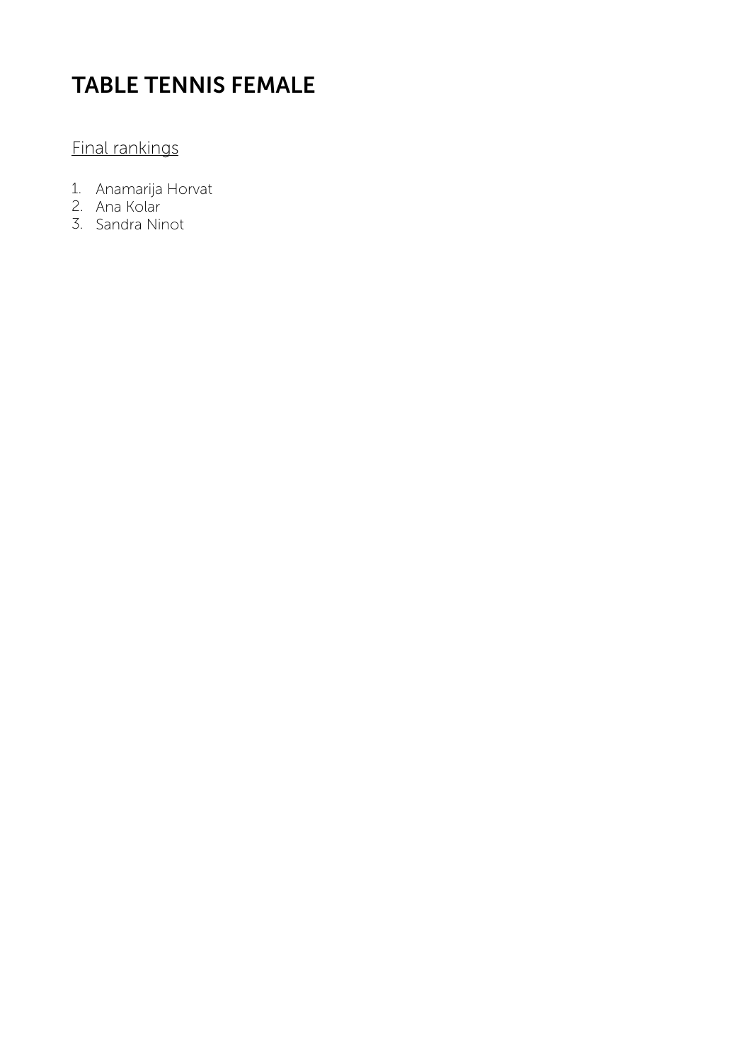# TABLE TENNIS FEMALE

Final rankings

1. Anamarija Horvat
2. Ana Kolar
3. Sandra Ninot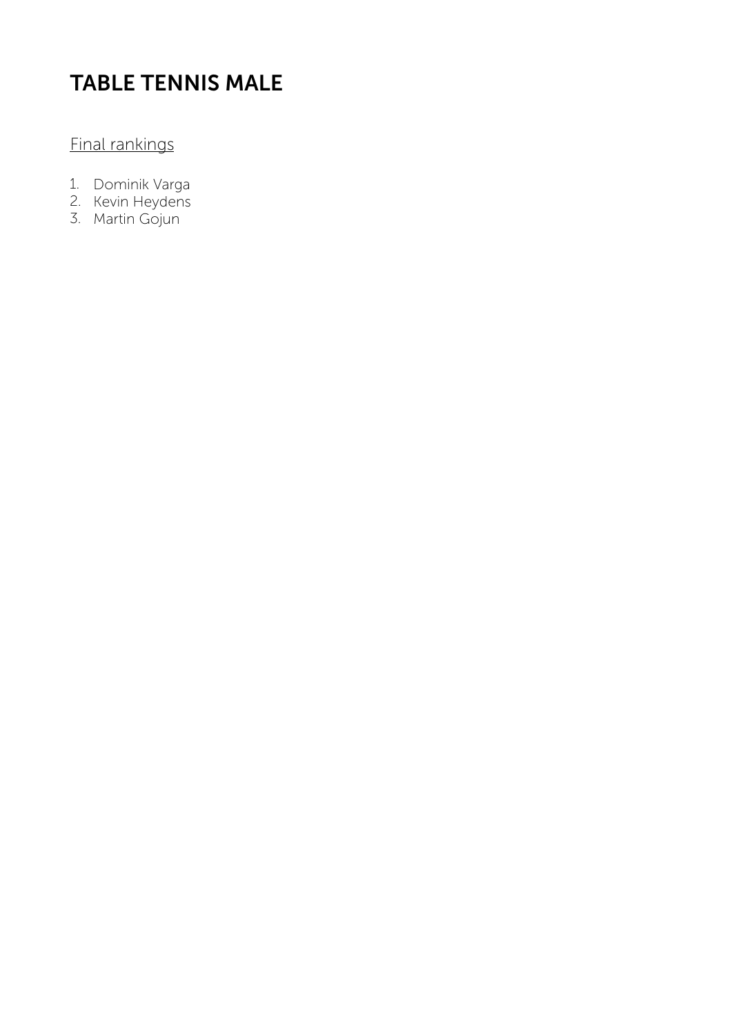# TABLE TENNIS MALE

<u>Final rankings</u>

1. Dominik Varga
2. Kevin Heydens
3. Martin Gojun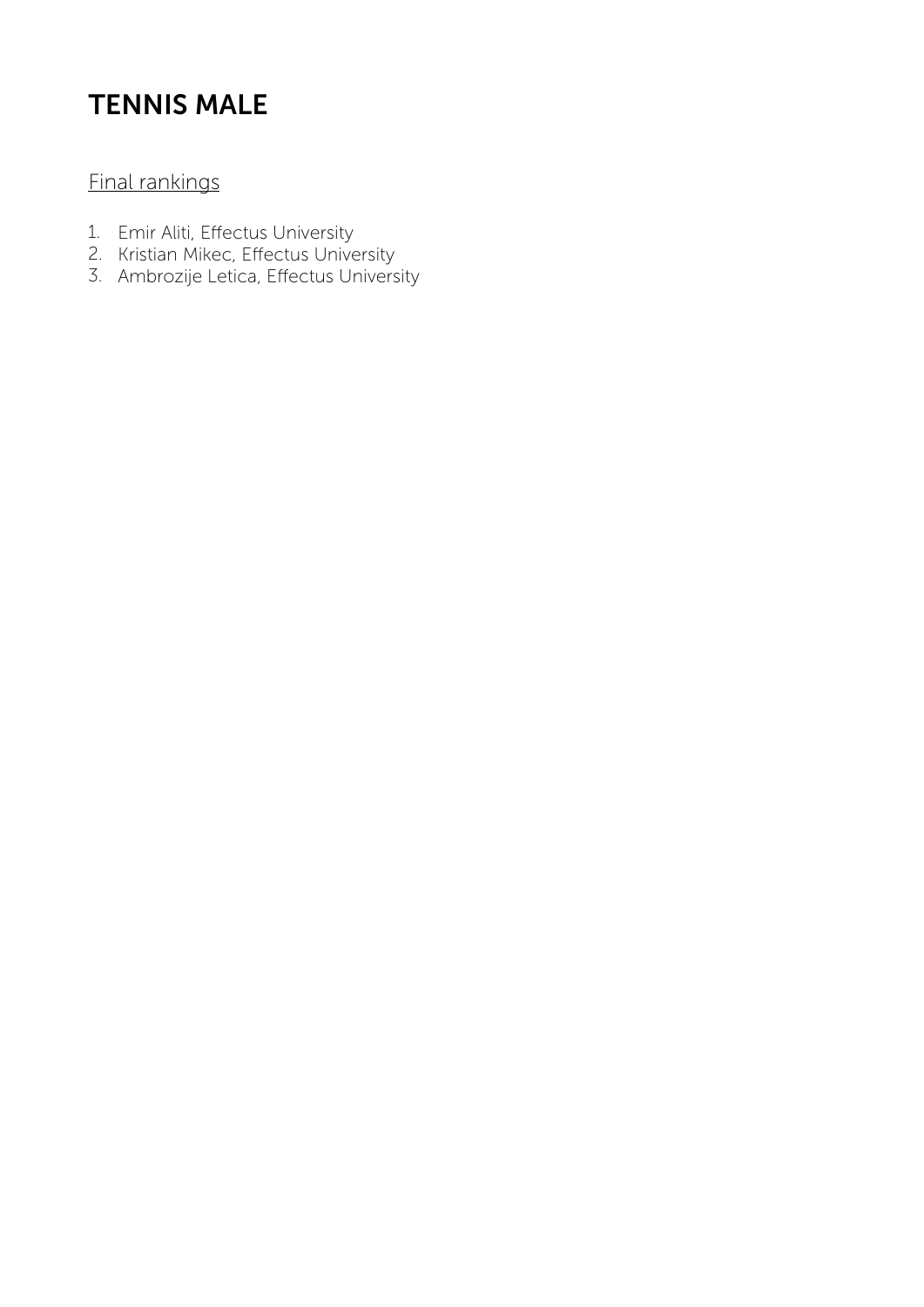# TENNIS MALE

<u>Final rankings</u>

1. Emir Aliti, Effectus University
2. Kristian Mikec, Effectus University
3. Ambrozije Letica, Effectus University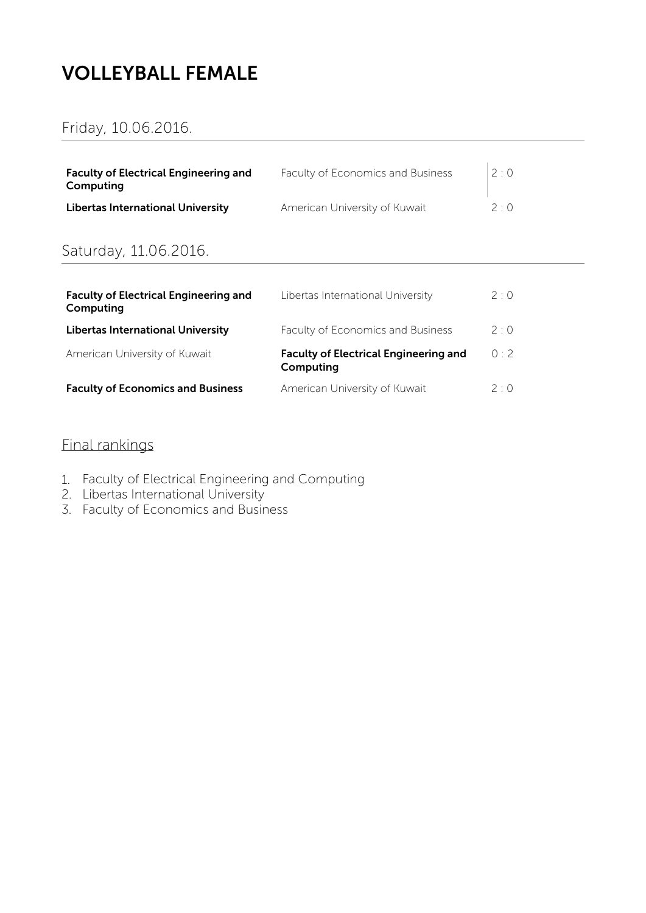# VOLLEYBALL FEMALE

## Friday, 10.06.2016.

| | | |
|---|---|---|
| **Faculty of Electrical Engineering and Computing** | Faculty of Economics and Business | 2 : 0 |
| **Libertas International University** | American University of Kuwait | 2 : 0 |

## Saturday, 11.06.2016.

| | | |
|---|---|---|
| **Faculty of Electrical Engineering and Computing** | Libertas International University | 2 : 0 |
| **Libertas International University** | Faculty of Economics and Business | 2 : 0 |
| American University of Kuwait | **Faculty of Electrical Engineering and Computing** | 0 : 2 |
| **Faculty of Economics and Business** | American University of Kuwait | 2 : 0 |

## Final rankings

1. Faculty of Electrical Engineering and Computing
2. Libertas International University
3. Faculty of Economics and Business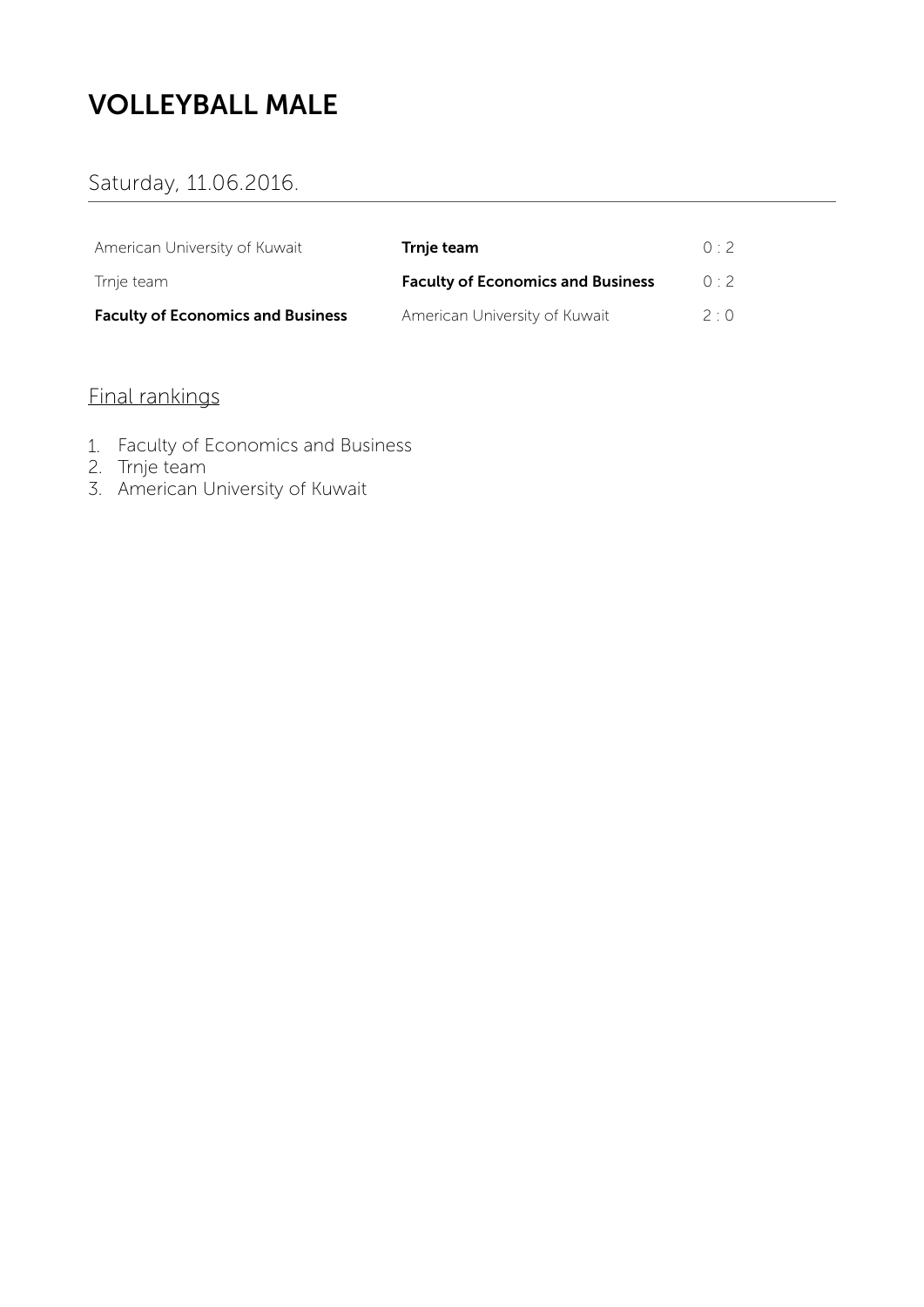# VOLLEYBALL MALE

## Saturday, 11.06.2016.

| | | |
|---|---|---|
| American University of Kuwait | **Trnje team** | 0 : 2 |
| Trnje team | **Faculty of Economics and Business** | 0 : 2 |
| **Faculty of Economics and Business** | American University of Kuwait | 2 : 0 |

### Final rankings

1. Faculty of Economics and Business
2. Trnje team
3. American University of Kuwait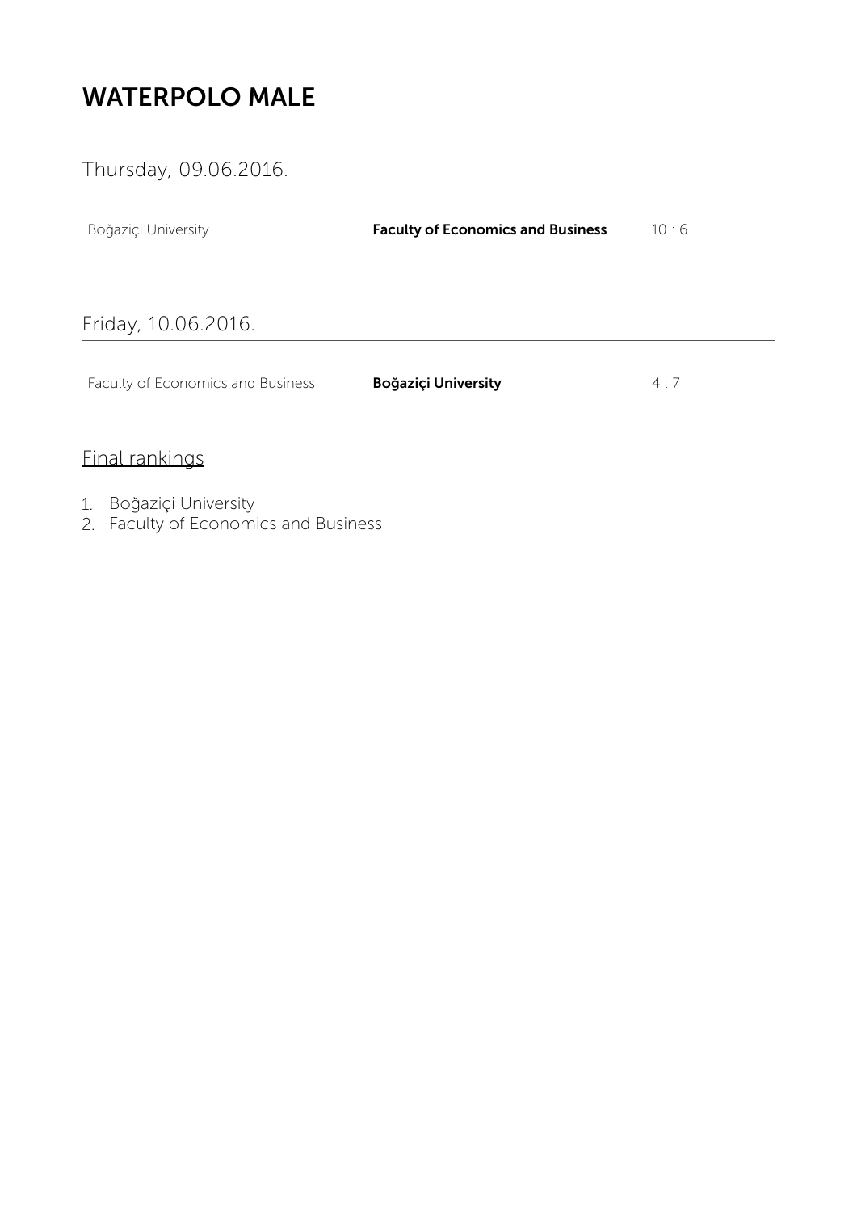# WATERPOLO MALE

## Thursday, 09.06.2016.

| | | |
|---|---|---|
| Boğaziçi University | **Faculty of Economics and Business** | 10 : 6 |

## Friday, 10.06.2016.

| | | |
|---|---|---|
| Faculty of Economics and Business | **Boğaziçi University** | 4 : 7 |

### Final rankings

1. Boğaziçi University
2. Faculty of Economics and Business